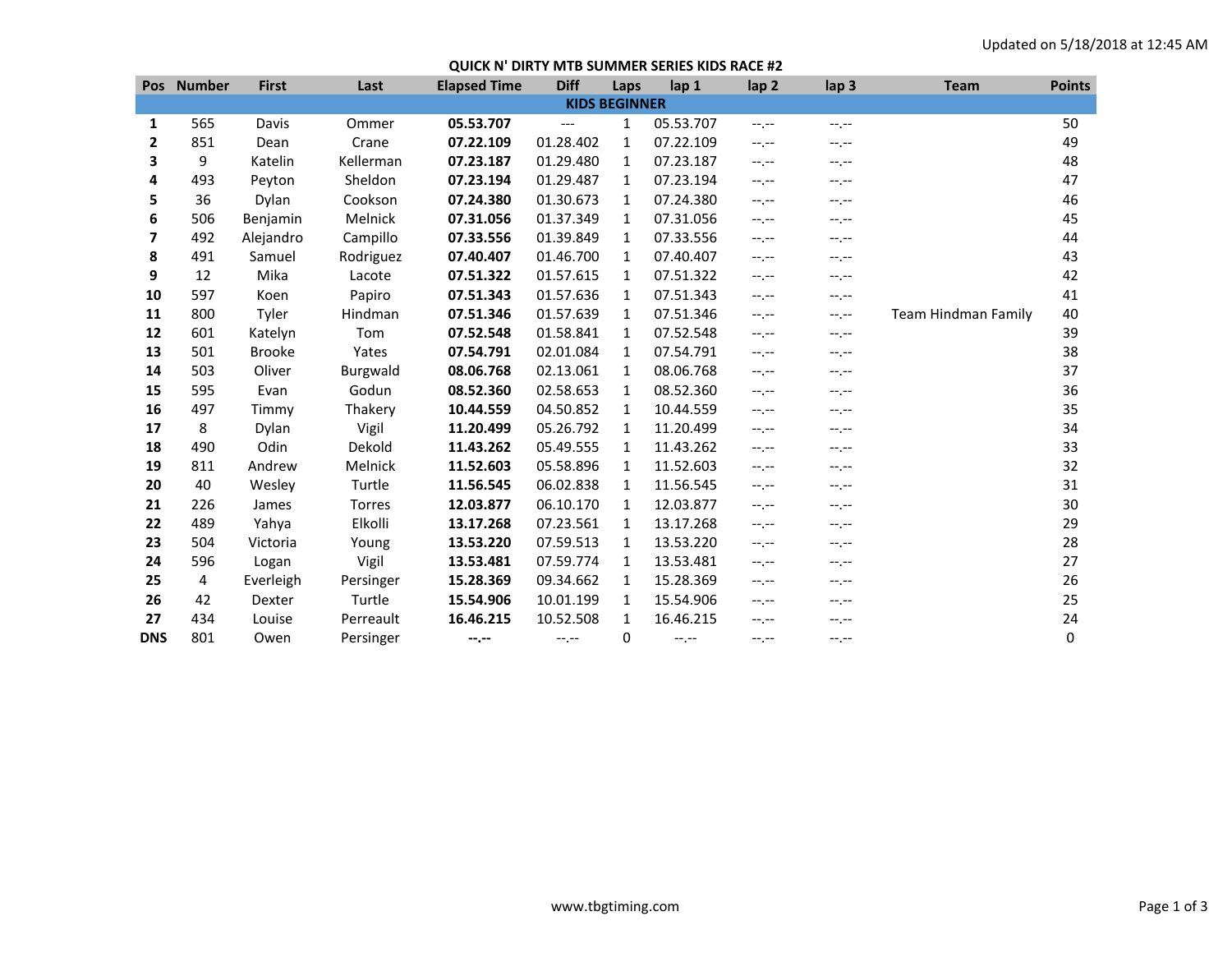Updated on 5/18/2018 at 12:45 AM

## QUICK N' DIRTY MTB SUMMER SERIES KIDS RACE #2

| Pos | Number | First | Last | Elapsed Time | Diff | Laps | lap 1 | lap 2 | lap 3 | Team | Points |
|---|---|---|---|---|---|---|---|---|---|---|---|
| **KIDS BEGINNER** | | | | | | | | | | | |
| **1** | 565 | Davis | Ommer | **05.53.707** | --- | 1 | 05.53.707 | --.-- | --.-- | | 50 |
| **2** | 851 | Dean | Crane | **07.22.109** | 01.28.402 | 1 | 07.22.109 | --.-- | --.-- | | 49 |
| **3** | 9 | Katelin | Kellerman | **07.23.187** | 01.29.480 | 1 | 07.23.187 | --.-- | --.-- | | 48 |
| **4** | 493 | Peyton | Sheldon | **07.23.194** | 01.29.487 | 1 | 07.23.194 | --.-- | --.-- | | 47 |
| **5** | 36 | Dylan | Cookson | **07.24.380** | 01.30.673 | 1 | 07.24.380 | --.-- | --.-- | | 46 |
| **6** | 506 | Benjamin | Melnick | **07.31.056** | 01.37.349 | 1 | 07.31.056 | --.-- | --.-- | | 45 |
| **7** | 492 | Alejandro | Campillo | **07.33.556** | 01.39.849 | 1 | 07.33.556 | --.-- | --.-- | | 44 |
| **8** | 491 | Samuel | Rodriguez | **07.40.407** | 01.46.700 | 1 | 07.40.407 | --.-- | --.-- | | 43 |
| **9** | 12 | Mika | Lacote | **07.51.322** | 01.57.615 | 1 | 07.51.322 | --.-- | --.-- | | 42 |
| **10** | 597 | Koen | Papiro | **07.51.343** | 01.57.636 | 1 | 07.51.343 | --.-- | --.-- | | 41 |
| **11** | 800 | Tyler | Hindman | **07.51.346** | 01.57.639 | 1 | 07.51.346 | --.-- | --.-- | Team Hindman Family | 40 |
| **12** | 601 | Katelyn | Tom | **07.52.548** | 01.58.841 | 1 | 07.52.548 | --.-- | --.-- | | 39 |
| **13** | 501 | Brooke | Yates | **07.54.791** | 02.01.084 | 1 | 07.54.791 | --.-- | --.-- | | 38 |
| **14** | 503 | Oliver | Burgwald | **08.06.768** | 02.13.061 | 1 | 08.06.768 | --.-- | --.-- | | 37 |
| **15** | 595 | Evan | Godun | **08.52.360** | 02.58.653 | 1 | 08.52.360 | --.-- | --.-- | | 36 |
| **16** | 497 | Timmy | Thakery | **10.44.559** | 04.50.852 | 1 | 10.44.559 | --.-- | --.-- | | 35 |
| **17** | 8 | Dylan | Vigil | **11.20.499** | 05.26.792 | 1 | 11.20.499 | --.-- | --.-- | | 34 |
| **18** | 490 | Odin | Dekold | **11.43.262** | 05.49.555 | 1 | 11.43.262 | --.-- | --.-- | | 33 |
| **19** | 811 | Andrew | Melnick | **11.52.603** | 05.58.896 | 1 | 11.52.603 | --.-- | --.-- | | 32 |
| **20** | 40 | Wesley | Turtle | **11.56.545** | 06.02.838 | 1 | 11.56.545 | --.-- | --.-- | | 31 |
| **21** | 226 | James | Torres | **12.03.877** | 06.10.170 | 1 | 12.03.877 | --.-- | --.-- | | 30 |
| **22** | 489 | Yahya | Elkolli | **13.17.268** | 07.23.561 | 1 | 13.17.268 | --.-- | --.-- | | 29 |
| **23** | 504 | Victoria | Young | **13.53.220** | 07.59.513 | 1 | 13.53.220 | --.-- | --.-- | | 28 |
| **24** | 596 | Logan | Vigil | **13.53.481** | 07.59.774 | 1 | 13.53.481 | --.-- | --.-- | | 27 |
| **25** | 4 | Everleigh | Persinger | **15.28.369** | 09.34.662 | 1 | 15.28.369 | --.-- | --.-- | | 26 |
| **26** | 42 | Dexter | Turtle | **15.54.906** | 10.01.199 | 1 | 15.54.906 | --.-- | --.-- | | 25 |
| **27** | 434 | Louise | Perreault | **16.46.215** | 10.52.508 | 1 | 16.46.215 | --.-- | --.-- | | 24 |
| **DNS** | 801 | Owen | Persinger | **--.--** | --.-- | 0 | --.-- | --.-- | --.-- | | 0 |

www.tbgtiming.com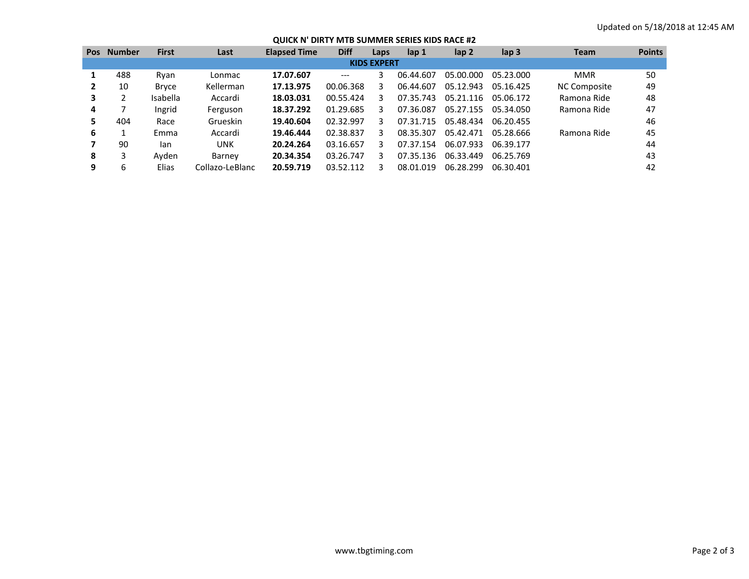Updated on 5/18/2018 at 12:45 AM

## QUICK N' DIRTY MTB SUMMER SERIES KIDS RACE #2

| Pos | Number | First | Last | Elapsed Time | Diff | Laps | lap 1 | lap 2 | lap 3 | Team | Points |
|---|---|---|---|---|---|---|---|---|---|---|---|
| | | | | | KIDS EXPERT | | | | | | |
| **1** | 488 | Ryan | Lonmac | **17.07.607** | --- | 3 | 06.44.607 | 05.00.000 | 05.23.000 | MMR | 50 |
| **2** | 10 | Bryce | Kellerman | **17.13.975** | 00.06.368 | 3 | 06.44.607 | 05.12.943 | 05.16.425 | NC Composite | 49 |
| **3** | 2 | Isabella | Accardi | **18.03.031** | 00.55.424 | 3 | 07.35.743 | 05.21.116 | 05.06.172 | Ramona Ride | 48 |
| **4** | 7 | Ingrid | Ferguson | **18.37.292** | 01.29.685 | 3 | 07.36.087 | 05.27.155 | 05.34.050 | Ramona Ride | 47 |
| **5** | 404 | Race | Grueskin | **19.40.604** | 02.32.997 | 3 | 07.31.715 | 05.48.434 | 06.20.455 | | 46 |
| **6** | 1 | Emma | Accardi | **19.46.444** | 02.38.837 | 3 | 08.35.307 | 05.42.471 | 05.28.666 | Ramona Ride | 45 |
| **7** | 90 | Ian | UNK | **20.24.264** | 03.16.657 | 3 | 07.37.154 | 06.07.933 | 06.39.177 | | 44 |
| **8** | 3 | Ayden | Barney | **20.34.354** | 03.26.747 | 3 | 07.35.136 | 06.33.449 | 06.25.769 | | 43 |
| **9** | 6 | Elias | Collazo-LeBlanc | **20.59.719** | 03.52.112 | 3 | 08.01.019 | 06.28.299 | 06.30.401 | | 42 |

www.tbgtiming.com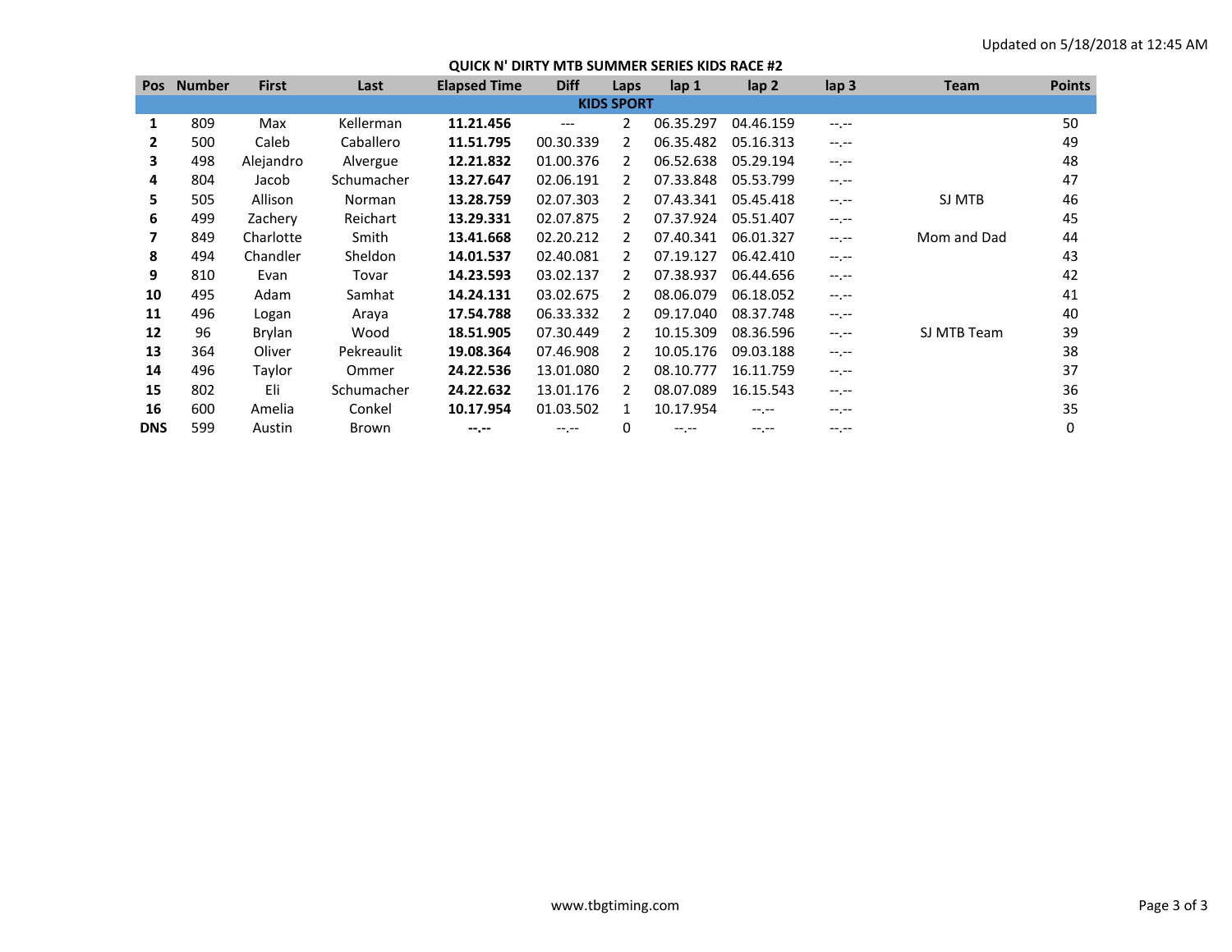Updated on 5/18/2018 at 12:45 AM

**QUICK N' DIRTY MTB SUMMER SERIES KIDS RACE #2**

| Pos | Number | First | Last | Elapsed Time | Diff | Laps | lap 1 | lap 2 | lap 3 | Team | Points |
|---|---|---|---|---|---|---|---|---|---|---|---|
| | | | | **KIDS SPORT** | | | | | | | |
| **1** | 809 | Max | Kellerman | **11.21.456** | --- | 2 | 06.35.297 | 04.46.159 | --.-- | | 50 |
| **2** | 500 | Caleb | Caballero | **11.51.795** | 00.30.339 | 2 | 06.35.482 | 05.16.313 | --.-- | | 49 |
| **3** | 498 | Alejandro | Alvergue | **12.21.832** | 01.00.376 | 2 | 06.52.638 | 05.29.194 | --.-- | | 48 |
| **4** | 804 | Jacob | Schumacher | **13.27.647** | 02.06.191 | 2 | 07.33.848 | 05.53.799 | --.-- | | 47 |
| **5** | 505 | Allison | Norman | **13.28.759** | 02.07.303 | 2 | 07.43.341 | 05.45.418 | --.-- | SJ MTB | 46 |
| **6** | 499 | Zachery | Reichart | **13.29.331** | 02.07.875 | 2 | 07.37.924 | 05.51.407 | --.-- | | 45 |
| **7** | 849 | Charlotte | Smith | **13.41.668** | 02.20.212 | 2 | 07.40.341 | 06.01.327 | --.-- | Mom and Dad | 44 |
| **8** | 494 | Chandler | Sheldon | **14.01.537** | 02.40.081 | 2 | 07.19.127 | 06.42.410 | --.-- | | 43 |
| **9** | 810 | Evan | Tovar | **14.23.593** | 03.02.137 | 2 | 07.38.937 | 06.44.656 | --.-- | | 42 |
| **10** | 495 | Adam | Samhat | **14.24.131** | 03.02.675 | 2 | 08.06.079 | 06.18.052 | --.-- | | 41 |
| **11** | 496 | Logan | Araya | **17.54.788** | 06.33.332 | 2 | 09.17.040 | 08.37.748 | --.-- | | 40 |
| **12** | 96 | Brylan | Wood | **18.51.905** | 07.30.449 | 2 | 10.15.309 | 08.36.596 | --.-- | SJ MTB Team | 39 |
| **13** | 364 | Oliver | Pekreaulit | **19.08.364** | 07.46.908 | 2 | 10.05.176 | 09.03.188 | --.-- | | 38 |
| **14** | 496 | Taylor | Ommer | **24.22.536** | 13.01.080 | 2 | 08.10.777 | 16.11.759 | --.-- | | 37 |
| **15** | 802 | Eli | Schumacher | **24.22.632** | 13.01.176 | 2 | 08.07.089 | 16.15.543 | --.-- | | 36 |
| **16** | 600 | Amelia | Conkel | **10.17.954** | 01.03.502 | 1 | 10.17.954 | --.-- | --.-- | | 35 |
| **DNS** | 599 | Austin | Brown | **--.--** | --.-- | 0 | --.-- | --.-- | --.-- | | 0 |

www.tbgtiming.com